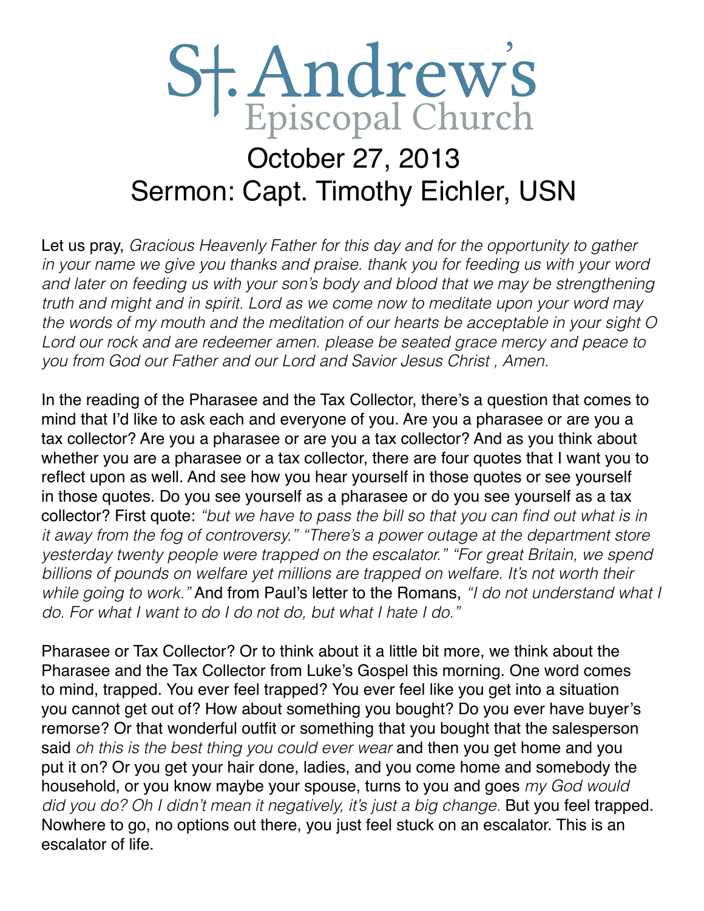# St. Andrew's
## Episcopal Church

# October 27, 2013
# Sermon: Capt. Timothy Eichler, USN

Let us pray, *Gracious Heavenly Father for this day and for the opportunity to gather in your name we give you thanks and praise. thank you for feeding us with your word and later on feeding us with your son's body and blood that we may be strengthening truth and might and in spirit. Lord as we come now to meditate upon your word may the words of my mouth and the meditation of our hearts be acceptable in your sight O Lord our rock and are redeemer amen. please be seated grace mercy and peace to you from God our Father and our Lord and Savior Jesus Christ , Amen.*

In the reading of the Pharasee and the Tax Collector, there's a question that comes to mind that I'd like to ask each and everyone of you. Are you a pharasee or are you a tax collector? Are you a pharasee or are you a tax collector? And as you think about whether you are a pharasee or a tax collector, there are four quotes that I want you to reflect upon as well. And see how you hear yourself in those quotes or see yourself in those quotes. Do you see yourself as a pharasee or do you see yourself as a tax collector? First quote: *"but we have to pass the bill so that you can find out what is in it away from the fog of controversy." "There's a power outage at the department store yesterday twenty people were trapped on the escalator." "For great Britain, we spend billions of pounds on welfare yet millions are trapped on welfare. It's not worth their while going to work."* And from Paul's letter to the Romans, *"I do not understand what I do. For what I want to do I do not do, but what I hate I do."*

Pharasee or Tax Collector? Or to think about it a little bit more, we think about the Pharasee and the Tax Collector from Luke's Gospel this morning. One word comes to mind, trapped. You ever feel trapped? You ever feel like you get into a situation you cannot get out of? How about something you bought? Do you ever have buyer's remorse? Or that wonderful outfit or something that you bought that the salesperson said *oh this is the best thing you could ever wear* and then you get home and you put it on? Or you get your hair done, ladies, and you come home and somebody the household, or you know maybe your spouse, turns to you and goes *my God would did you do? Oh I didn't mean it negatively, it's just a big change.* But you feel trapped. Nowhere to go, no options out there, you just feel stuck on an escalator. This is an escalator of life.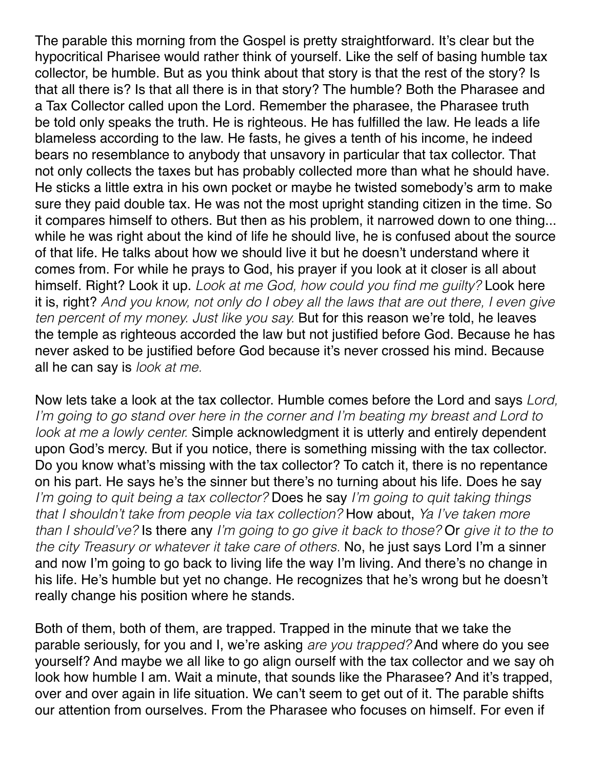The parable this morning from the Gospel is pretty straightforward. It's clear but the hypocritical Pharisee would rather think of yourself. Like the self of basing humble tax collector, be humble. But as you think about that story is that the rest of the story? Is that all there is? Is that all there is in that story? The humble? Both the Pharasee and a Tax Collector called upon the Lord. Remember the pharasee, the Pharasee truth be told only speaks the truth. He is righteous. He has fulfilled the law. He leads a life blameless according to the law. He fasts, he gives a tenth of his income, he indeed bears no resemblance to anybody that unsavory in particular that tax collector. That not only collects the taxes but has probably collected more than what he should have. He sticks a little extra in his own pocket or maybe he twisted somebody's arm to make sure they paid double tax. He was not the most upright standing citizen in the time. So it compares himself to others. But then as his problem, it narrowed down to one thing... while he was right about the kind of life he should live, he is confused about the source of that life. He talks about how we should live it but he doesn't understand where it comes from. For while he prays to God, his prayer if you look at it closer is all about himself. Right? Look it up. *Look at me God, how could you find me guilty?* Look here it is, right? *And you know, not only do I obey all the laws that are out there, I even give ten percent of my money. Just like you say.* But for this reason we're told, he leaves the temple as righteous accorded the law but not justified before God. Because he has never asked to be justified before God because it's never crossed his mind. Because all he can say is *look at me.*

Now lets take a look at the tax collector. Humble comes before the Lord and says *Lord, I'm going to go stand over here in the corner and I'm beating my breast and Lord to look at me a lowly center.* Simple acknowledgment it is utterly and entirely dependent upon God's mercy. But if you notice, there is something missing with the tax collector. Do you know what's missing with the tax collector? To catch it, there is no repentance on his part. He says he's the sinner but there's no turning about his life. Does he say *I'm going to quit being a tax collector?* Does he say *I'm going to quit taking things that I shouldn't take from people via tax collection?* How about, *Ya I've taken more than I should've?* Is there any *I'm going to go give it back to those?* Or *give it to the to the city Treasury or whatever it take care of others.* No, he just says Lord I'm a sinner and now I'm going to go back to living life the way I'm living. And there's no change in his life. He's humble but yet no change. He recognizes that he's wrong but he doesn't really change his position where he stands.

Both of them, both of them, are trapped. Trapped in the minute that we take the parable seriously, for you and I, we're asking *are you trapped?* And where do you see yourself? And maybe we all like to go align ourself with the tax collector and we say oh look how humble I am. Wait a minute, that sounds like the Pharasee? And it's trapped, over and over again in life situation. We can't seem to get out of it. The parable shifts our attention from ourselves. From the Pharasee who focuses on himself. For even if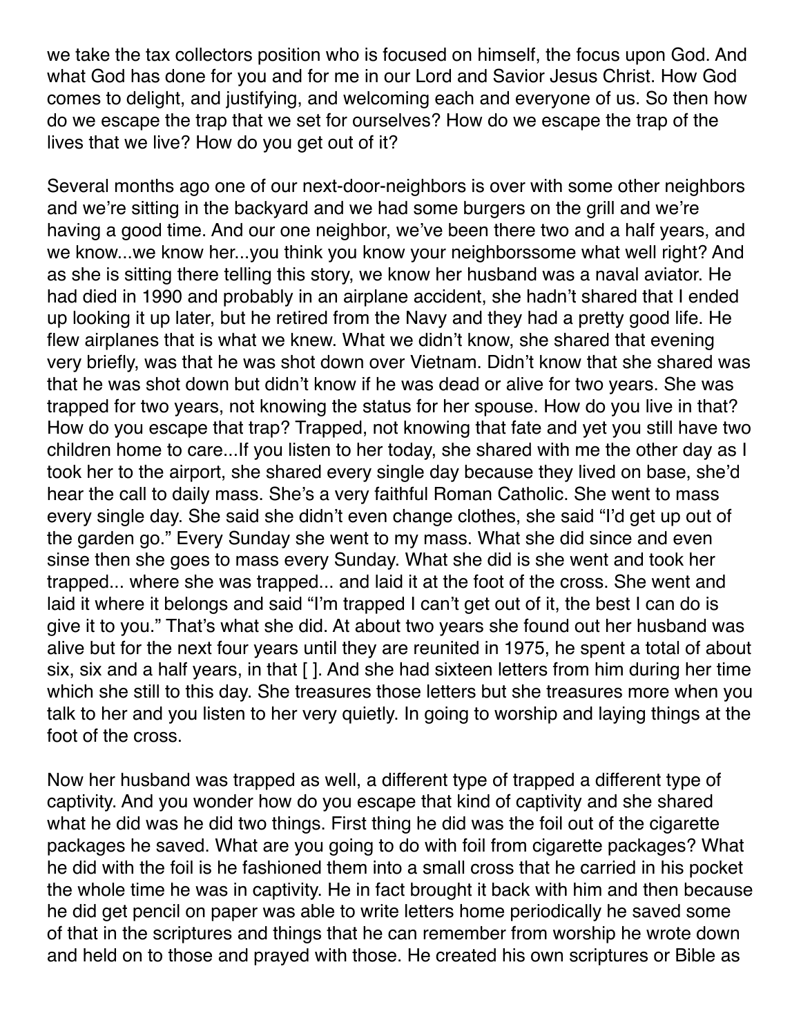we take the tax collectors position who is focused on himself, the focus upon God. And what God has done for you and for me in our Lord and Savior Jesus Christ. How God comes to delight, and justifying, and welcoming each and everyone of us. So then how do we escape the trap that we set for ourselves? How do we escape the trap of the lives that we live? How do you get out of it?

Several months ago one of our next-door-neighbors is over with some other neighbors and we're sitting in the backyard and we had some burgers on the grill and we're having a good time. And our one neighbor, we've been there two and a half years, and we know...we know her...you think you know your neighborssome what well right? And as she is sitting there telling this story, we know her husband was a naval aviator. He had died in 1990 and probably in an airplane accident, she hadn't shared that I ended up looking it up later, but he retired from the Navy and they had a pretty good life. He flew airplanes that is what we knew. What we didn't know, she shared that evening very briefly, was that he was shot down over Vietnam. Didn't know that she shared was that he was shot down but didn't know if he was dead or alive for two years. She was trapped for two years, not knowing the status for her spouse. How do you live in that? How do you escape that trap? Trapped, not knowing that fate and yet you still have two children home to care...If you listen to her today, she shared with me the other day as I took her to the airport, she shared every single day because they lived on base, she'd hear the call to daily mass. She's a very faithful Roman Catholic. She went to mass every single day. She said she didn't even change clothes, she said "I'd get up out of the garden go." Every Sunday she went to my mass. What she did since and even sinse then she goes to mass every Sunday. What she did is she went and took her trapped... where she was trapped... and laid it at the foot of the cross. She went and laid it where it belongs and said "I'm trapped I can't get out of it, the best I can do is give it to you." That's what she did. At about two years she found out her husband was alive but for the next four years until they are reunited in 1975, he spent a total of about six, six and a half years, in that [ ]. And she had sixteen letters from him during her time which she still to this day. She treasures those letters but she treasures more when you talk to her and you listen to her very quietly. In going to worship and laying things at the foot of the cross.

Now her husband was trapped as well, a different type of trapped a different type of captivity. And you wonder how do you escape that kind of captivity and she shared what he did was he did two things. First thing he did was the foil out of the cigarette packages he saved. What are you going to do with foil from cigarette packages? What he did with the foil is he fashioned them into a small cross that he carried in his pocket the whole time he was in captivity. He in fact brought it back with him and then because he did get pencil on paper was able to write letters home periodically he saved some of that in the scriptures and things that he can remember from worship he wrote down and held on to those and prayed with those. He created his own scriptures or Bible as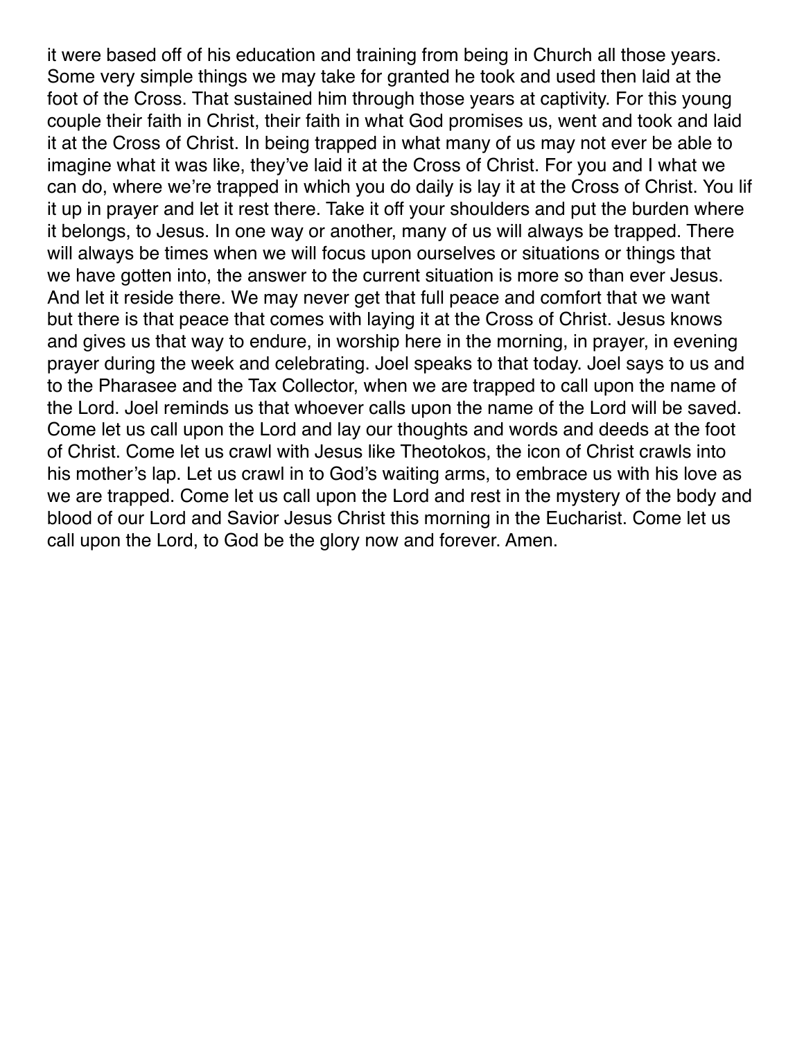it were based off of his education and training from being in Church all those years. Some very simple things we may take for granted he took and used then laid at the foot of the Cross. That sustained him through those years at captivity. For this young couple their faith in Christ, their faith in what God promises us, went and took and laid it at the Cross of Christ. In being trapped in what many of us may not ever be able to imagine what it was like, they've laid it at the Cross of Christ. For you and I what we can do, where we're trapped in which you do daily is lay it at the Cross of Christ. You lif it up in prayer and let it rest there. Take it off your shoulders and put the burden where it belongs, to Jesus. In one way or another, many of us will always be trapped. There will always be times when we will focus upon ourselves or situations or things that we have gotten into, the answer to the current situation is more so than ever Jesus. And let it reside there. We may never get that full peace and comfort that we want but there is that peace that comes with laying it at the Cross of Christ. Jesus knows and gives us that way to endure, in worship here in the morning, in prayer, in evening prayer during the week and celebrating. Joel speaks to that today. Joel says to us and to the Pharasee and the Tax Collector, when we are trapped to call upon the name of the Lord. Joel reminds us that whoever calls upon the name of the Lord will be saved. Come let us call upon the Lord and lay our thoughts and words and deeds at the foot of Christ. Come let us crawl with Jesus like Theotokos, the icon of Christ crawls into his mother's lap. Let us crawl in to God's waiting arms, to embrace us with his love as we are trapped. Come let us call upon the Lord and rest in the mystery of the body and blood of our Lord and Savior Jesus Christ this morning in the Eucharist. Come let us call upon the Lord, to God be the glory now and forever. Amen.